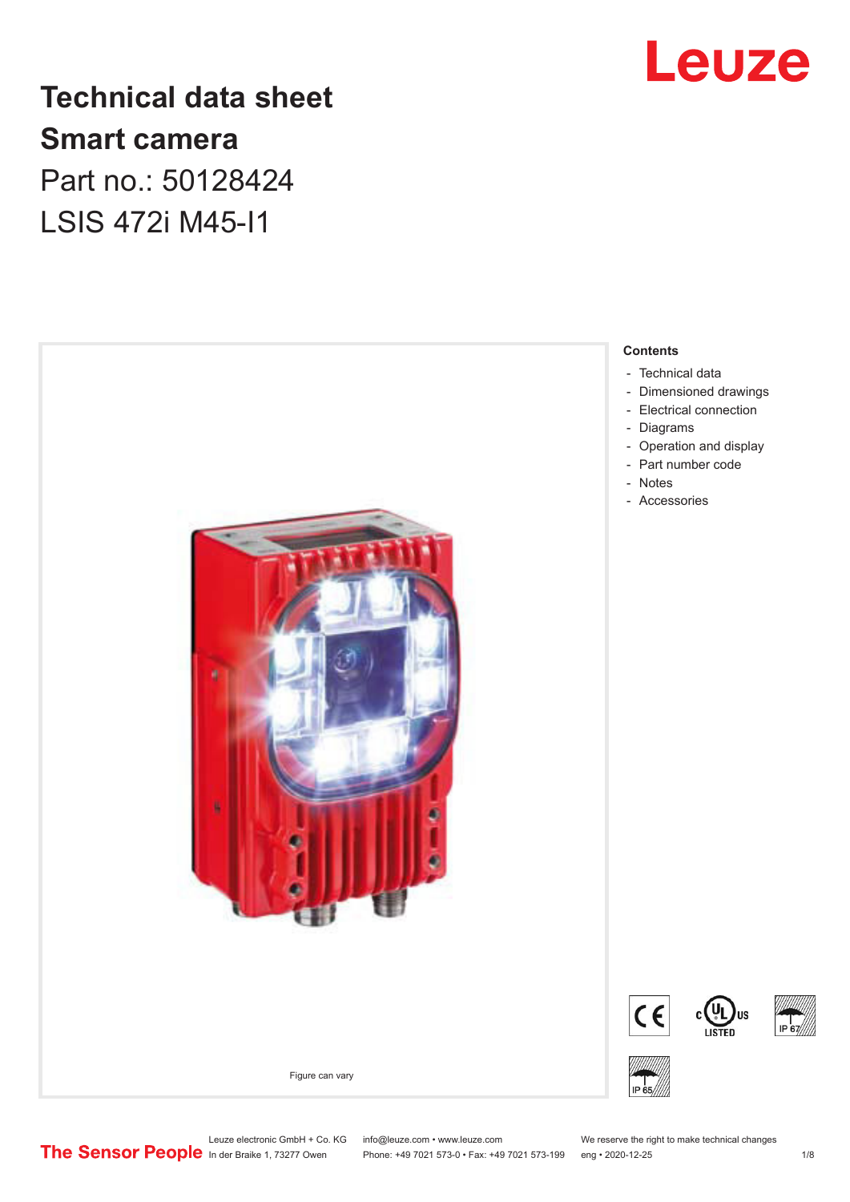# Technical data sheet
# Smart camera

Part no.: 50128424

LSIS 472i M45-I1

Figure can vary

**Contents**

- Technical data
- Dimensioned drawings
- Electrical connection
- Diagrams
- Operation and display
- Part number code
- Notes
- Accessories

Leuze electronic GmbH + Co. KG
In der Braike 1, 73277 Owen

info@leuze.com • www.leuze.com
Phone: +49 7021 573-0 • Fax: +49 7021 573-199

We reserve the right to make technical changes
eng • 2020-12-25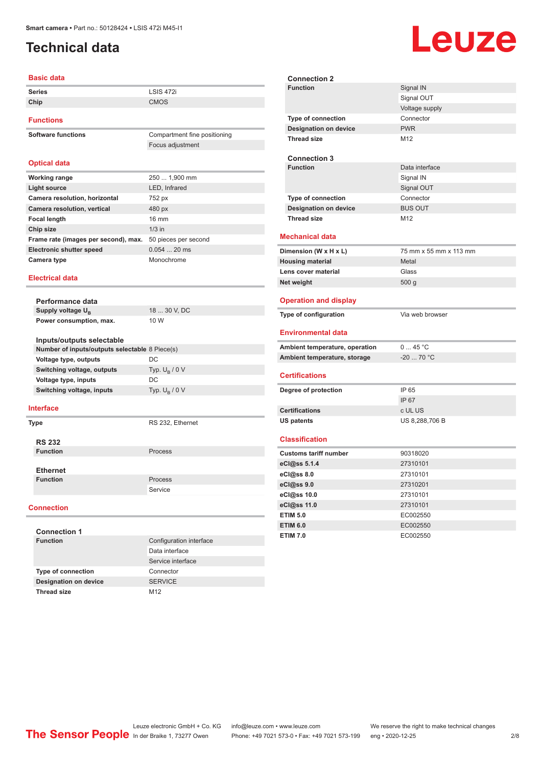# Technical data

## Basic data

| | |
|---|---|
| **Series** | LSIS 472i |
| **Chip** | CMOS |

## Functions

| | |
|---|---|
| **Software functions** | Compartment fine positioning |
| | Focus adjustment |

## Optical data

| | |
|---|---|
| **Working range** | 250 ... 1,900 mm |
| **Light source** | LED, Infrared |
| **Camera resolution, horizontal** | 752 px |
| **Camera resolution, vertical** | 480 px |
| **Focal length** | 16 mm |
| **Chip size** | 1/3 in |
| **Frame rate (images per second), max.** | 50 pieces per second |
| **Electronic shutter speed** | 0.054 ... 20 ms |
| **Camera type** | Monochrome |

## Electrical data

### Performance data

| | |
|---|---|
| **Supply voltage $U_B$** | 18 ... 30 V, DC |
| **Power consumption, max.** | 10 W |

### Inputs/outputs selectable

| | |
|---|---|
| **Number of inputs/outputs selectable** | 8 Piece(s) |
| **Voltage type, outputs** | DC |
| **Switching voltage, outputs** | Typ. $U_B$ / 0 V |
| **Voltage type, inputs** | DC |
| **Switching voltage, inputs** | Typ. $U_B$ / 0 V |

## Interface

| | |
|---|---|
| **Type** | RS 232, Ethernet |

### RS 232

| | |
|---|---|
| **Function** | Process |

### Ethernet

| | |
|---|---|
| **Function** | Process |
| | Service |

## Connection

### Connection 1

| | |
|---|---|
| **Function** | Configuration interface |
| | Data interface |
| | Service interface |
| **Type of connection** | Connector |
| **Designation on device** | SERVICE |
| **Thread size** | M12 |

### Connection 2

| | |
|---|---|
| **Function** | Signal IN |
| | Signal OUT |
| | Voltage supply |
| **Type of connection** | Connector |
| **Designation on device** | PWR |
| **Thread size** | M12 |

### Connection 3

| | |
|---|---|
| **Function** | Data interface |
| | Signal IN |
| | Signal OUT |
| **Type of connection** | Connector |
| **Designation on device** | BUS OUT |
| **Thread size** | M12 |

## Mechanical data

| | |
|---|---|
| **Dimension (W x H x L)** | 75 mm x 55 mm x 113 mm |
| **Housing material** | Metal |
| **Lens cover material** | Glass |
| **Net weight** | 500 g |

## Operation and display

| | |
|---|---|
| **Type of configuration** | Via web browser |

## Environmental data

| | |
|---|---|
| **Ambient temperature, operation** | 0 ... 45 °C |
| **Ambient temperature, storage** | -20 ... 70 °C |

## Certifications

| | |
|---|---|
| **Degree of protection** | IP 65 |
| | IP 67 |
| **Certifications** | c UL US |
| **US patents** | US 8,288,706 B |

## Classification

| | |
|---|---|
| **Customs tariff number** | 90318020 |
| **eCl@ss 5.1.4** | 27310101 |
| **eCl@ss 8.0** | 27310101 |
| **eCl@ss 9.0** | 27310201 |
| **eCl@ss 10.0** | 27310101 |
| **eCl@ss 11.0** | 27310101 |
| **ETIM 5.0** | EC002550 |
| **ETIM 6.0** | EC002550 |
| **ETIM 7.0** | EC002550 |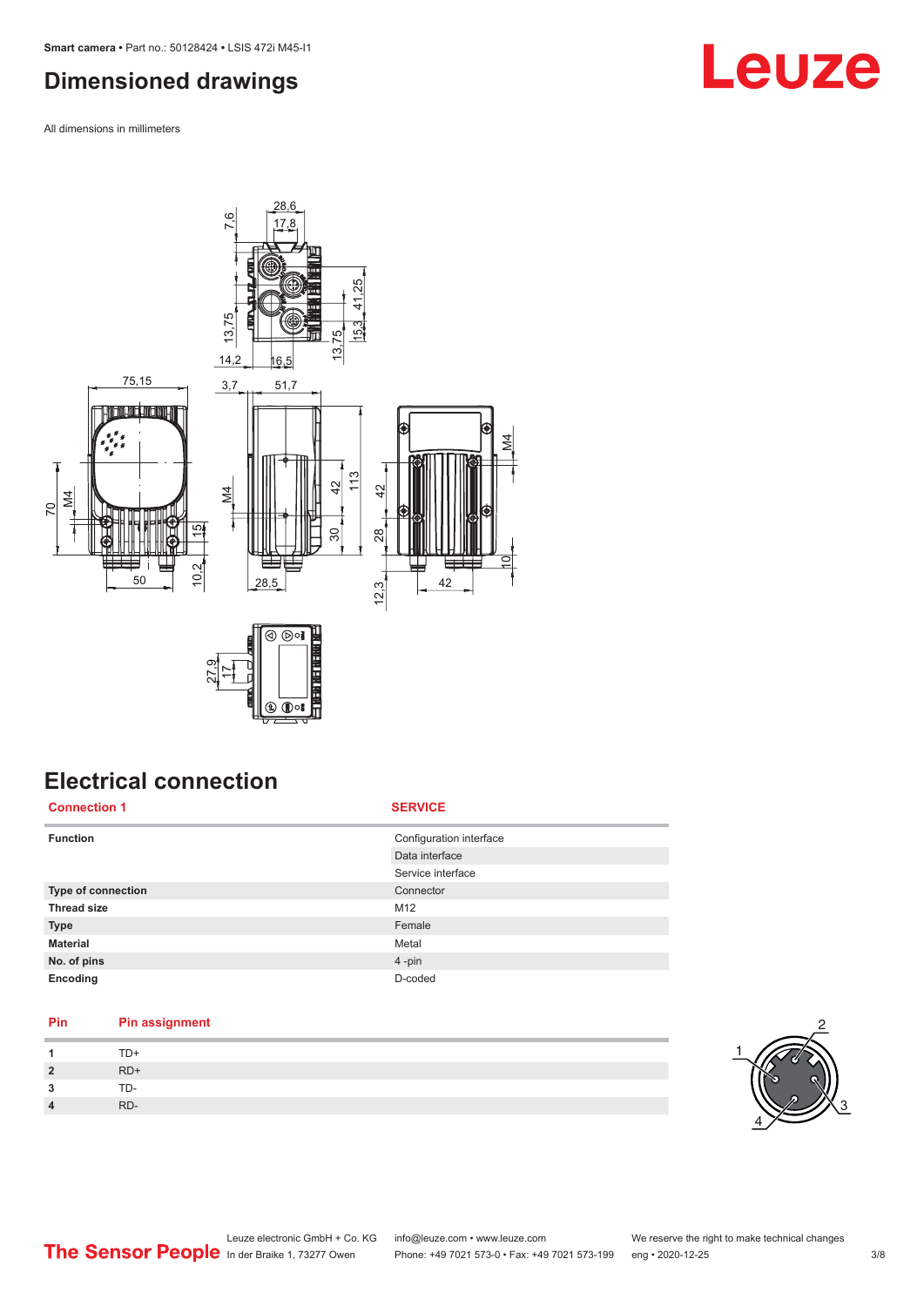# Dimensioned drawings

All dimensions in millimeters

# Electrical connection

| Connection 1 | SERVICE |
|---|---|
| Function | Configuration interface |
| | Data interface |
| | Service interface |
| Type of connection | Connector |
| Thread size | M12 |
| Type | Female |
| Material | Metal |
| No. of pins | 4 -pin |
| Encoding | D-coded |

| Pin | Pin assignment |
|---|---|
| 1 | TD+ |
| 2 | RD+ |
| 3 | TD- |
| 4 | RD- |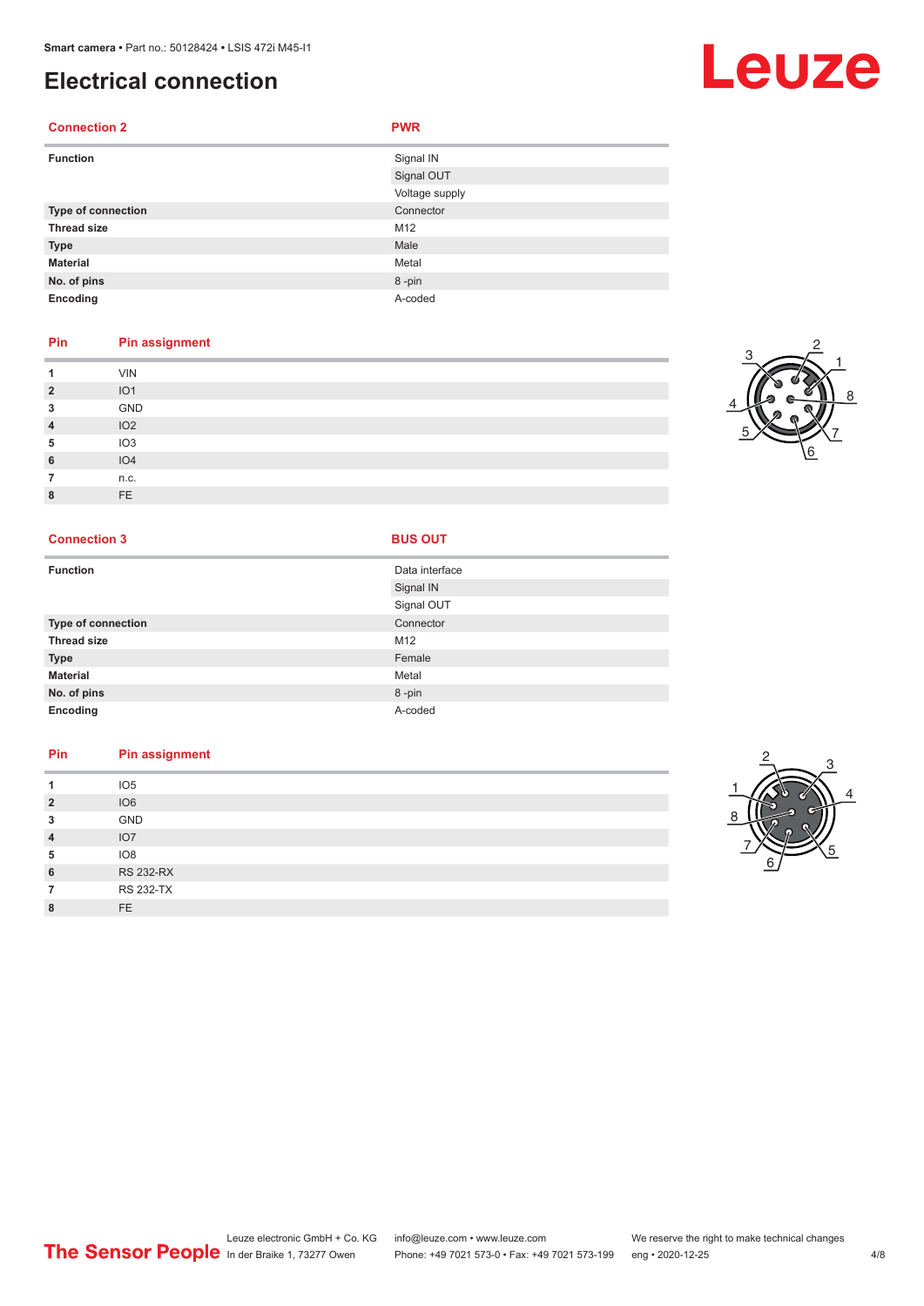# Electrical connection

| Connection 2 | PWR |
|---|---|
| **Function** | Signal IN |
| | Signal OUT |
| | Voltage supply |
| **Type of connection** | Connector |
| **Thread size** | M12 |
| **Type** | Male |
| **Material** | Metal |
| **No. of pins** | 8 -pin |
| **Encoding** | A-coded |

| Pin | Pin assignment |
|---|---|
| 1 | VIN |
| 2 | IO1 |
| 3 | GND |
| 4 | IO2 |
| 5 | IO3 |
| 6 | IO4 |
| 7 | n.c. |
| 8 | FE |

| Connection 3 | BUS OUT |
|---|---|
| **Function** | Data interface |
| | Signal IN |
| | Signal OUT |
| **Type of connection** | Connector |
| **Thread size** | M12 |
| **Type** | Female |
| **Material** | Metal |
| **No. of pins** | 8 -pin |
| **Encoding** | A-coded |

| Pin | Pin assignment |
|---|---|
| 1 | IO5 |
| 2 | IO6 |
| 3 | GND |
| 4 | IO7 |
| 5 | IO8 |
| 6 | RS 232-RX |
| 7 | RS 232-TX |
| 8 | FE |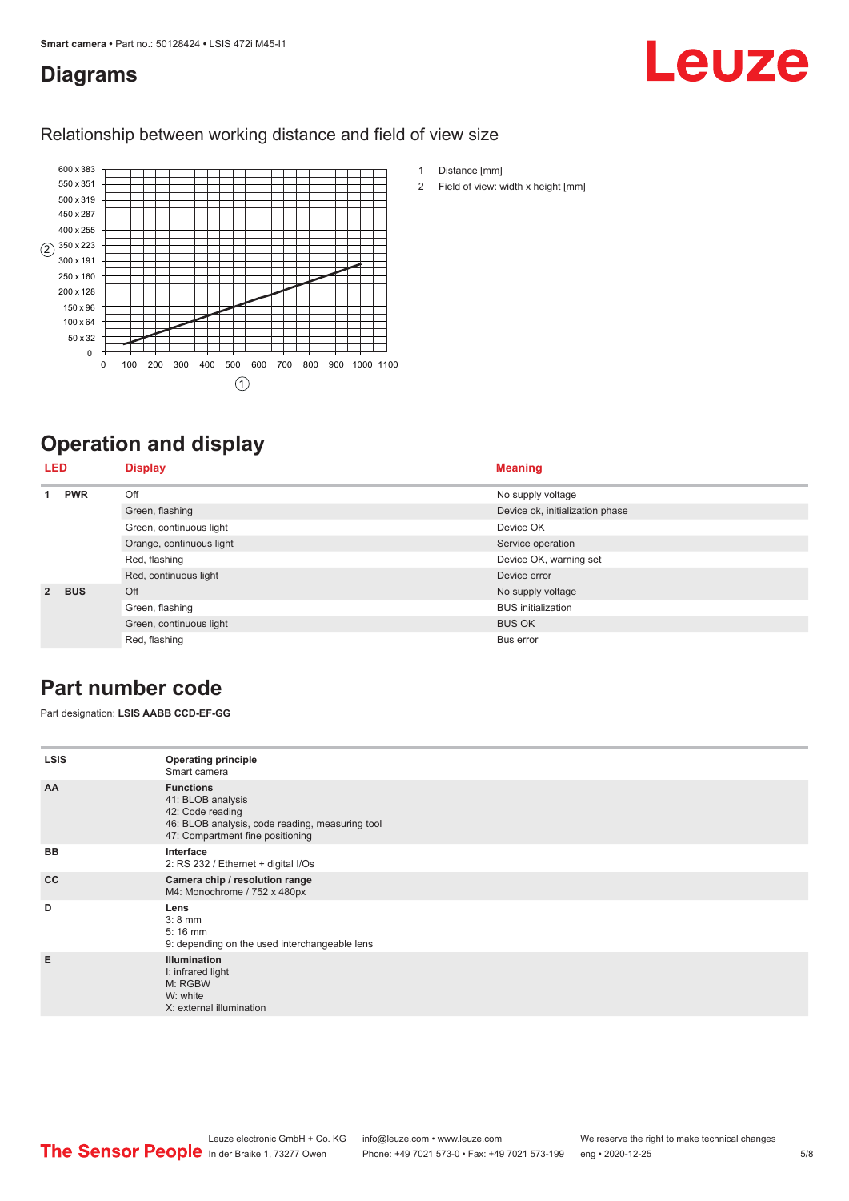## Diagrams

### Relationship between working distance and field of view size

1 Distance [mm]

2 Field of view: width x height [mm]

## Operation and display

| LED | | Display | Meaning |
|---|---|---|---|
| 1 | PWR | Off | No supply voltage |
| | | Green, flashing | Device ok, initialization phase |
| | | Green, continuous light | Device OK |
| | | Orange, continuous light | Service operation |
| | | Red, flashing | Device OK, warning set |
| | | Red, continuous light | Device error |
| 2 | BUS | Off | No supply voltage |
| | | Green, flashing | BUS initialization |
| | | Green, continuous light | BUS OK |
| | | Red, flashing | Bus error |

## Part number code

Part designation: **LSIS AABB CCD-EF-GG**

| | |
|---|---|
| **LSIS** | **Operating principle**<br>Smart camera |
| **AA** | **Functions**<br>41: BLOB analysis<br>42: Code reading<br>46: BLOB analysis, code reading, measuring tool<br>47: Compartment fine positioning |
| **BB** | **Interface**<br>2: RS 232 / Ethernet + digital I/Os |
| **CC** | **Camera chip / resolution range**<br>M4: Monochrome / 752 x 480px |
| **D** | **Lens**<br>3: 8 mm<br>5: 16 mm<br>9: depending on the used interchangeable lens |
| **E** | **Illumination**<br>I: infrared light<br>M: RGBW<br>W: white<br>X: external illumination |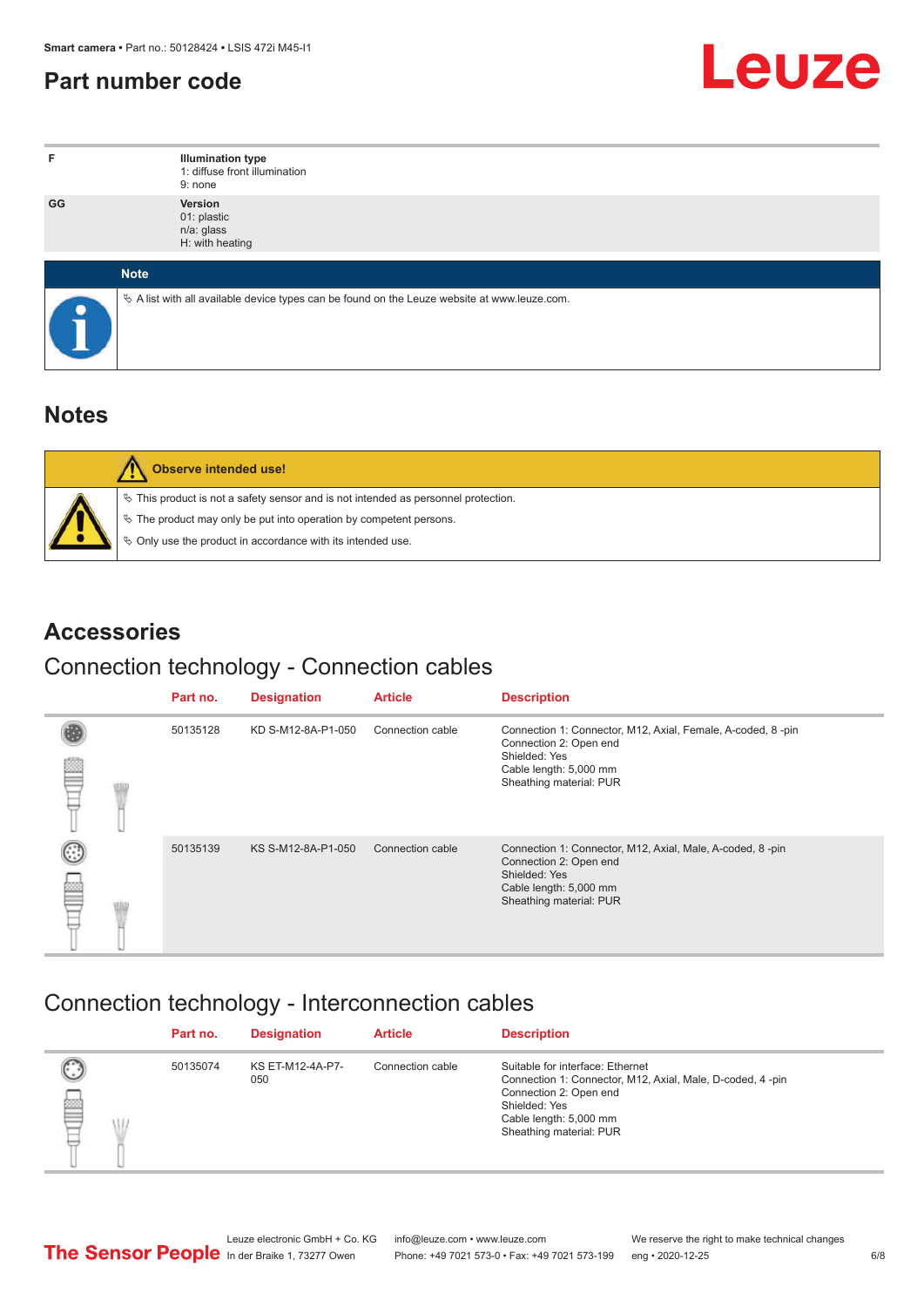## Part number code

| | |
|---|---|
| F | **Illumination type**<br>1: diffuse front illumination<br>9: none |
| GG | **Version**<br>01: plastic<br>n/a: glass<br>H: with heating |

**Note**

- A list with all available device types can be found on the Leuze website at www.leuze.com.

## Notes

**Observe intended use!**

- This product is not a safety sensor and is not intended as personnel protection.
- The product may only be put into operation by competent persons.
- Only use the product in accordance with its intended use.

## Accessories

### Connection technology - Connection cables

| Part no. | Designation | Article | Description |
|---|---|---|---|
| 50135128 | KD S-M12-8A-P1-050 | Connection cable | Connection 1: Connector, M12, Axial, Female, A-coded, 8 -pin<br>Connection 2: Open end<br>Shielded: Yes<br>Cable length: 5,000 mm<br>Sheathing material: PUR |
| 50135139 | KS S-M12-8A-P1-050 | Connection cable | Connection 1: Connector, M12, Axial, Male, A-coded, 8 -pin<br>Connection 2: Open end<br>Shielded: Yes<br>Cable length: 5,000 mm<br>Sheathing material: PUR |

### Connection technology - Interconnection cables

| Part no. | Designation | Article | Description |
|---|---|---|---|
| 50135074 | KS ET-M12-4A-P7-050 | Connection cable | Suitable for interface: Ethernet<br>Connection 1: Connector, M12, Axial, Male, D-coded, 4 -pin<br>Connection 2: Open end<br>Shielded: Yes<br>Cable length: 5,000 mm<br>Sheathing material: PUR |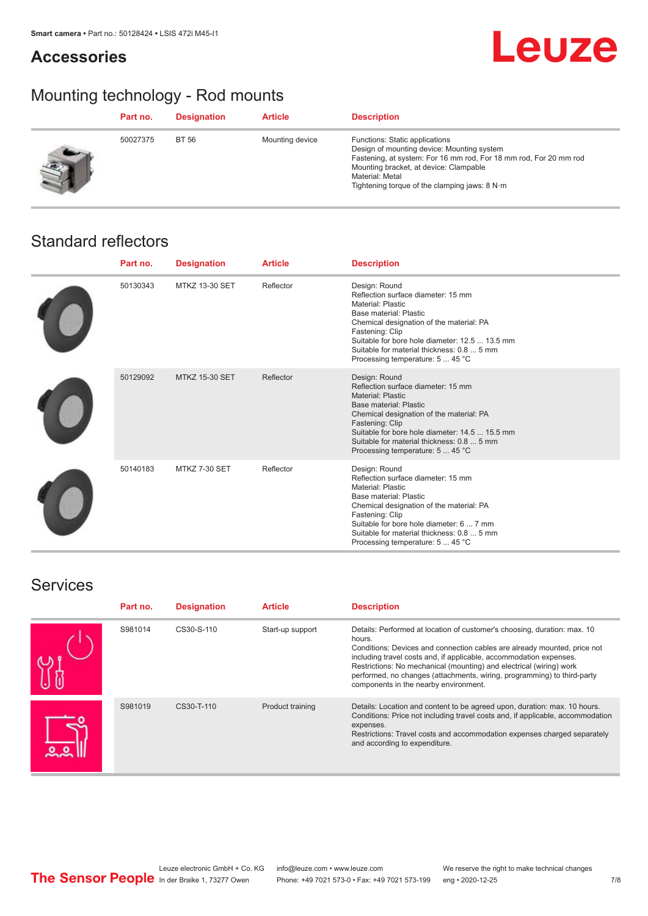## Accessories

## Mounting technology - Rod mounts

| Part no. | Designation | Article | Description |
| --- | --- | --- | --- |
| 50027375 | BT 56 | Mounting device | Functions: Static applications<br>Design of mounting device: Mounting system<br>Fastening, at system: For 16 mm rod, For 18 mm rod, For 20 mm rod<br>Mounting bracket, at device: Clampable<br>Material: Metal<br>Tightening torque of the clamping jaws: 8 N·m |

## Standard reflectors

| Part no. | Designation | Article | Description |
| --- | --- | --- | --- |
| 50130343 | MTKZ 13-30 SET | Reflector | Design: Round<br>Reflection surface diameter: 15 mm<br>Material: Plastic<br>Base material: Plastic<br>Chemical designation of the material: PA<br>Fastening: Clip<br>Suitable for bore hole diameter: 12.5 ... 13.5 mm<br>Suitable for material thickness: 0.8 ... 5 mm<br>Processing temperature: 5 ... 45 °C |
| 50129092 | MTKZ 15-30 SET | Reflector | Design: Round<br>Reflection surface diameter: 15 mm<br>Material: Plastic<br>Base material: Plastic<br>Chemical designation of the material: PA<br>Fastening: Clip<br>Suitable for bore hole diameter: 14.5 ... 15.5 mm<br>Suitable for material thickness: 0.8 ... 5 mm<br>Processing temperature: 5 ... 45 °C |
| 50140183 | MTKZ 7-30 SET | Reflector | Design: Round<br>Reflection surface diameter: 15 mm<br>Material: Plastic<br>Base material: Plastic<br>Chemical designation of the material: PA<br>Fastening: Clip<br>Suitable for bore hole diameter: 6 ... 7 mm<br>Suitable for material thickness: 0.8 ... 5 mm<br>Processing temperature: 5 ... 45 °C |

## Services

| Part no. | Designation | Article | Description |
| --- | --- | --- | --- |
| S981014 | CS30-S-110 | Start-up support | Details: Performed at location of customer's choosing, duration: max. 10 hours.<br>Conditions: Devices and connection cables are already mounted, price not including travel costs and, if applicable, accommodation expenses.<br>Restrictions: No mechanical (mounting) and electrical (wiring) work performed, no changes (attachments, wiring, programming) to third-party components in the nearby environment. |
| S981019 | CS30-T-110 | Product training | Details: Location and content to be agreed upon, duration: max. 10 hours.<br>Conditions: Price not including travel costs and, if applicable, accommodation expenses.<br>Restrictions: Travel costs and accommodation expenses charged separately and according to expenditure. |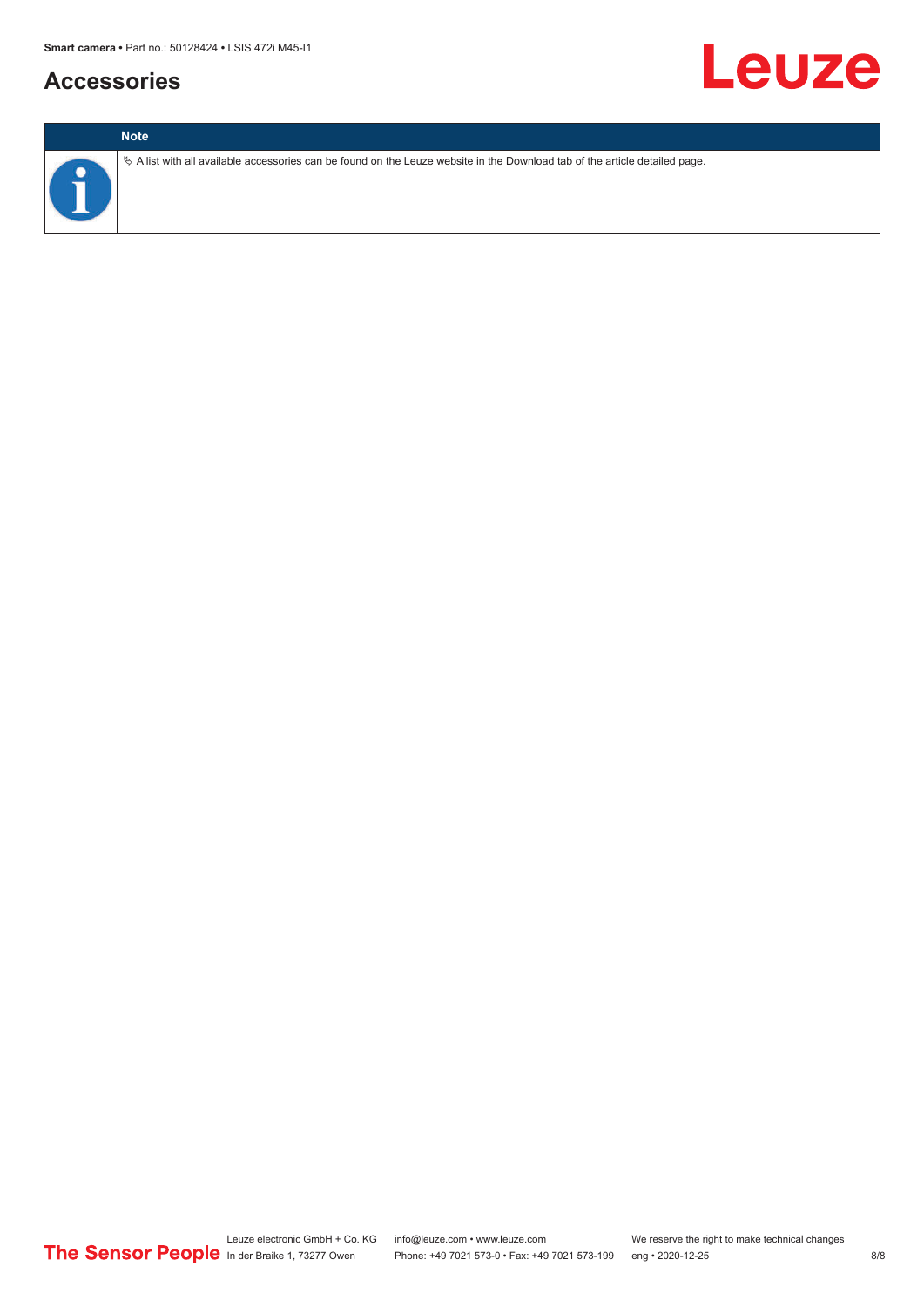## Accessories

| | Note |
|---|---|
| | ✎ A list with all available accessories can be found on the Leuze website in the Download tab of the article detailed page. |